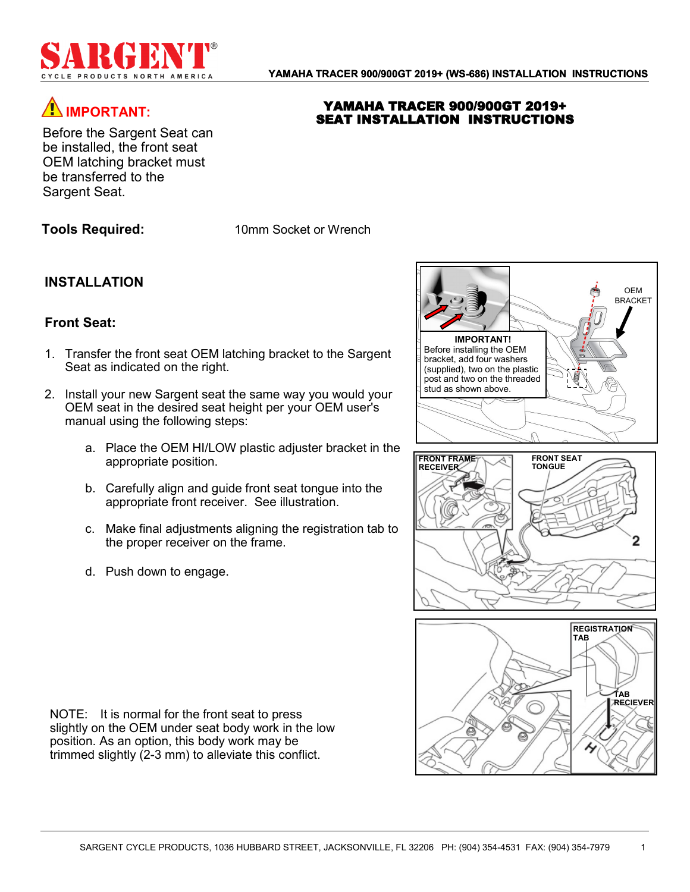# YAMAHA TRACER 900/900GT 2019+ SEAT INSTALLATION INSTRUCTIONS

## ⚠ IMPORTANT:

Before the Sargent Seat can be installed, the front seat OEM latching bracket must be transferred to the Sargent Seat.

**Tools Required:** 10mm Socket or Wrench

## INSTALLATION

### Front Seat:

1. Transfer the front seat OEM latching bracket to the Sargent Seat as indicated on the right.

2. Install your new Sargent seat the same way you would your OEM seat in the desired seat height per your OEM user's manual using the following steps:

   a. Place the OEM HI/LOW plastic adjuster bracket in the appropriate position.

   b. Carefully align and guide front seat tongue into the appropriate front receiver. See illustration.

   c. Make final adjustments aligning the registration tab to the proper receiver on the frame.

   d. Push down to engage.

**IMPORTANT!**
Before installing the OEM bracket, add four washers (supplied), two on the plastic post and two on the threaded stud as shown above.

OEM BRACKET

FRONT FRAME RECEIVER

FRONT SEAT TONGUE

REGISTRATION TAB

TAB RECIEVER

NOTE: It is normal for the front seat to press slightly on the OEM under seat body work in the low position. As an option, this body work may be trimmed slightly (2-3 mm) to alleviate this conflict.

SARGENT CYCLE PRODUCTS, 1036 HUBBARD STREET, JACKSONVILLE, FL 32206 PH: (904) 354-4531 FAX: (904) 354-7979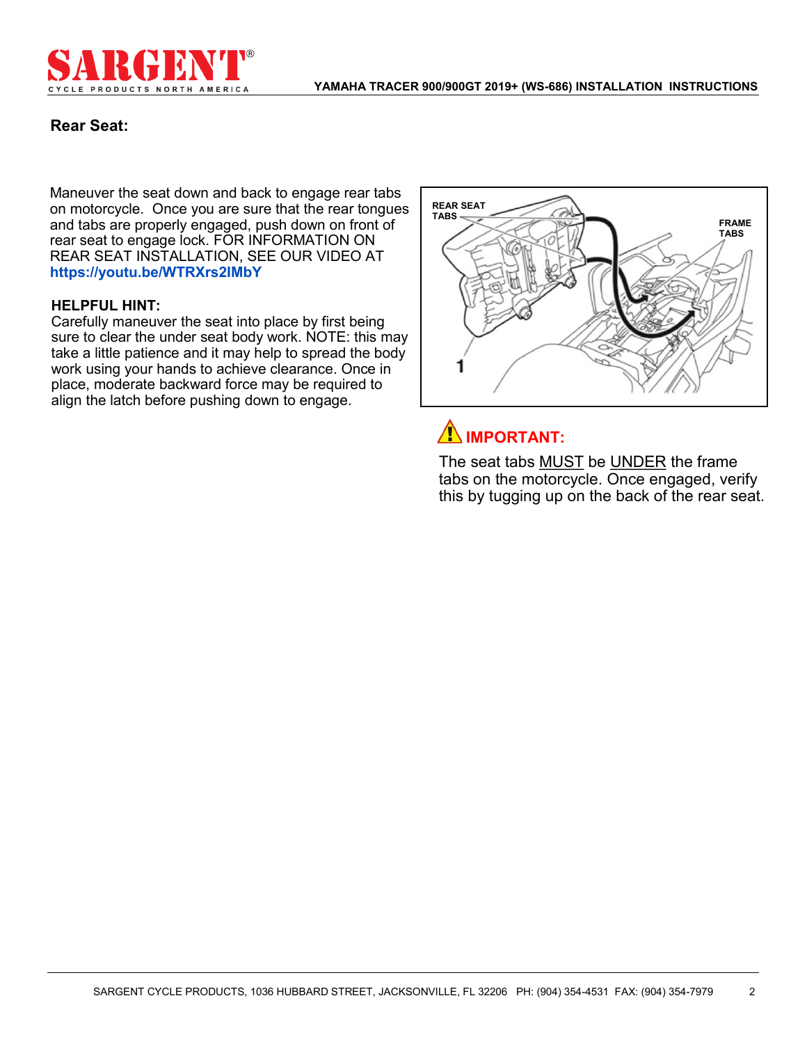## Rear Seat:

Maneuver the seat down and back to engage rear tabs on motorcycle. Once you are sure that the rear tongues and tabs are properly engaged, push down on front of rear seat to engage lock. FOR INFORMATION ON REAR SEAT INSTALLATION, SEE OUR VIDEO AT **https://youtu.be/WTRXrs2IMbY**

**HELPFUL HINT:**
Carefully maneuver the seat into place by first being sure to clear the under seat body work. NOTE: this may take a little patience and it may help to spread the body work using your hands to achieve clearance. Once in place, moderate backward force may be required to align the latch before pushing down to engage.

REAR SEAT TABS

FRAME TABS

1

**IMPORTANT:**

The seat tabs MUST be UNDER the frame tabs on the motorcycle. Once engaged, verify this by tugging up on the back of the rear seat.